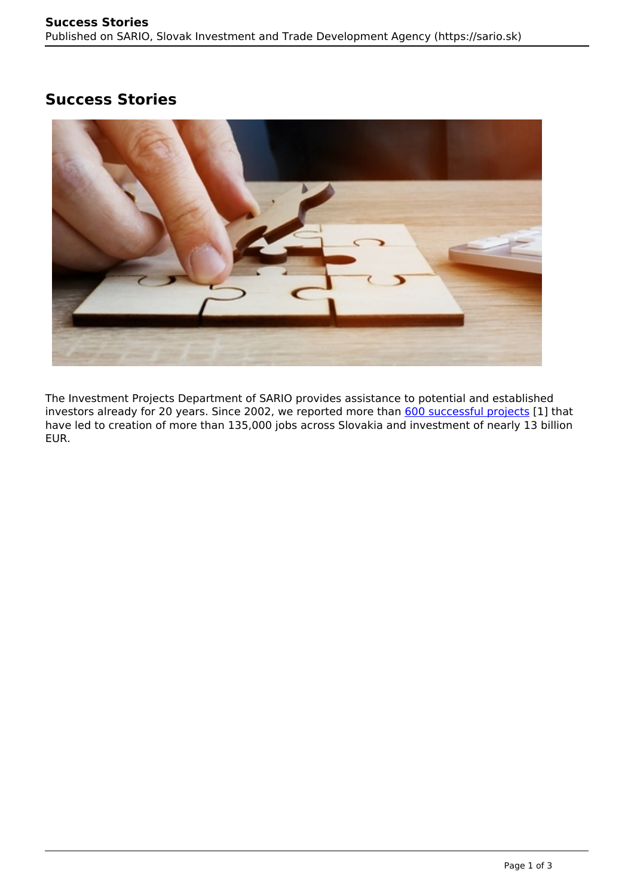# Success Stories

The Investment Projects Department of SARIO provides assistance to potential and established investors already for 20 years. Since 2002, we reported more than 600 successful projects [1] that have led to creation of more than 135,000 jobs across Slovakia and investment of nearly 13 billion EUR.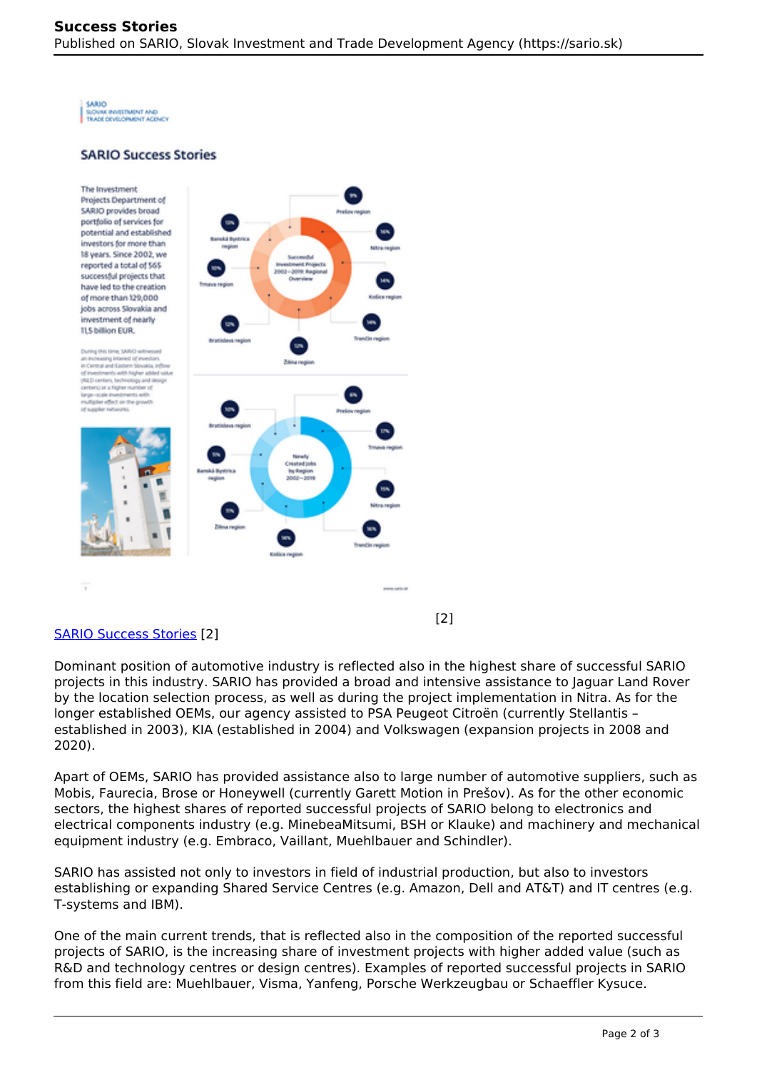[2]

SARIO Success Stories [2]

Dominant position of automotive industry is reflected also in the highest share of successful SARIO projects in this industry. SARIO has provided a broad and intensive assistance to Jaguar Land Rover by the location selection process, as well as during the project implementation in Nitra. As for the longer established OEMs, our agency assisted to PSA Peugeot Citroën (currently Stellantis – established in 2003), KIA (established in 2004) and Volkswagen (expansion projects in 2008 and 2020).

Apart of OEMs, SARIO has provided assistance also to large number of automotive suppliers, such as Mobis, Faurecia, Brose or Honeywell (currently Garett Motion in Prešov). As for the other economic sectors, the highest shares of reported successful projects of SARIO belong to electronics and electrical components industry (e.g. MinebeaMitsumi, BSH or Klauke) and machinery and mechanical equipment industry (e.g. Embraco, Vaillant, Muehlbauer and Schindler).

SARIO has assisted not only to investors in field of industrial production, but also to investors establishing or expanding Shared Service Centres (e.g. Amazon, Dell and AT&T) and IT centres (e.g. T-systems and IBM).

One of the main current trends, that is reflected also in the composition of the reported successful projects of SARIO, is the increasing share of investment projects with higher added value (such as R&D and technology centres or design centres). Examples of reported successful projects in SARIO from this field are: Muehlbauer, Visma, Yanfeng, Porsche Werkzeugbau or Schaeffler Kysuce.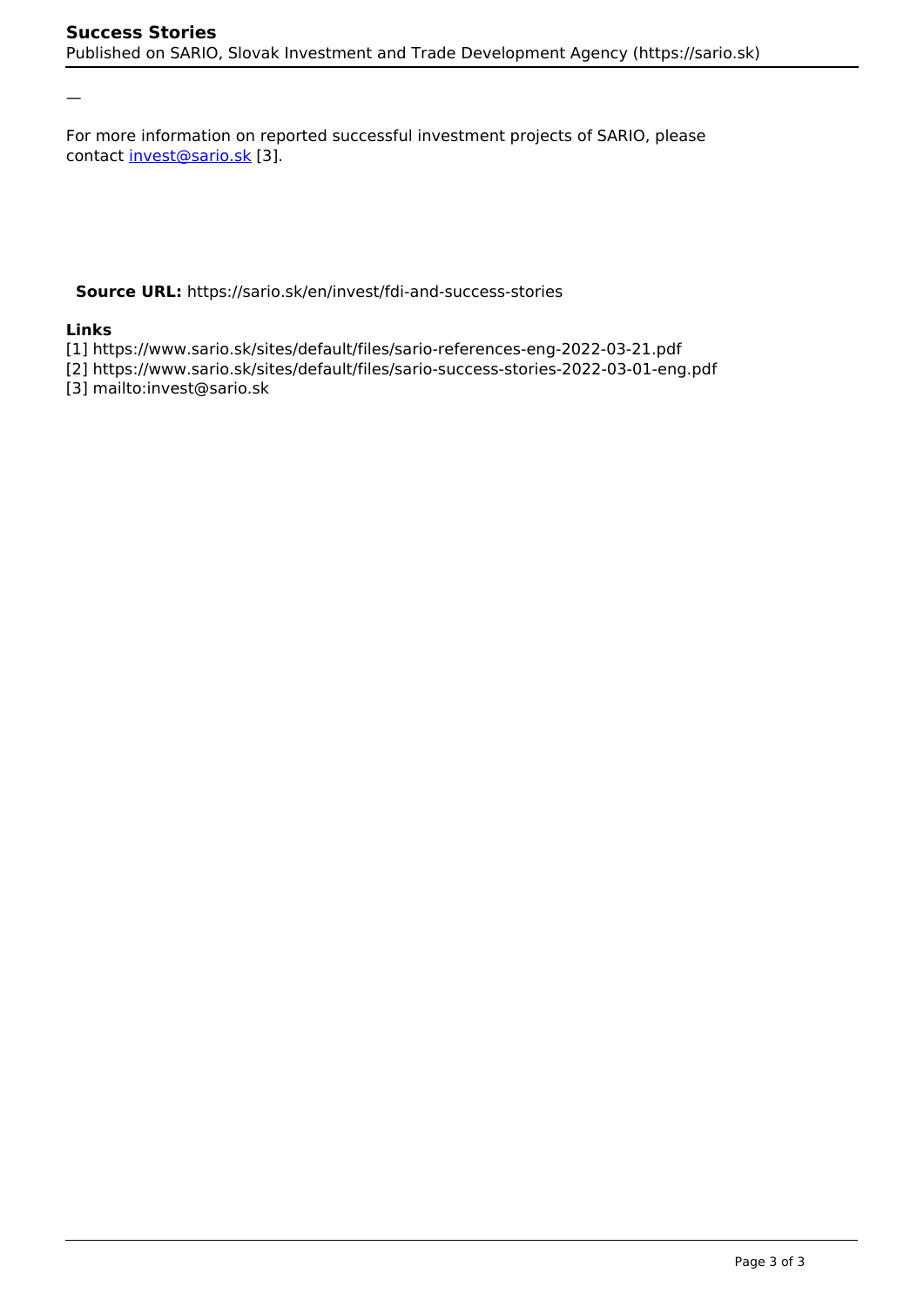—

For more information on reported successful investment projects of SARIO, please contact invest@sario.sk [3].

**Source URL:** https://sario.sk/en/invest/fdi-and-success-stories

**Links**

[1] https://www.sario.sk/sites/default/files/sario-references-eng-2022-03-21.pdf
[2] https://www.sario.sk/sites/default/files/sario-success-stories-2022-03-01-eng.pdf
[3] mailto:invest@sario.sk